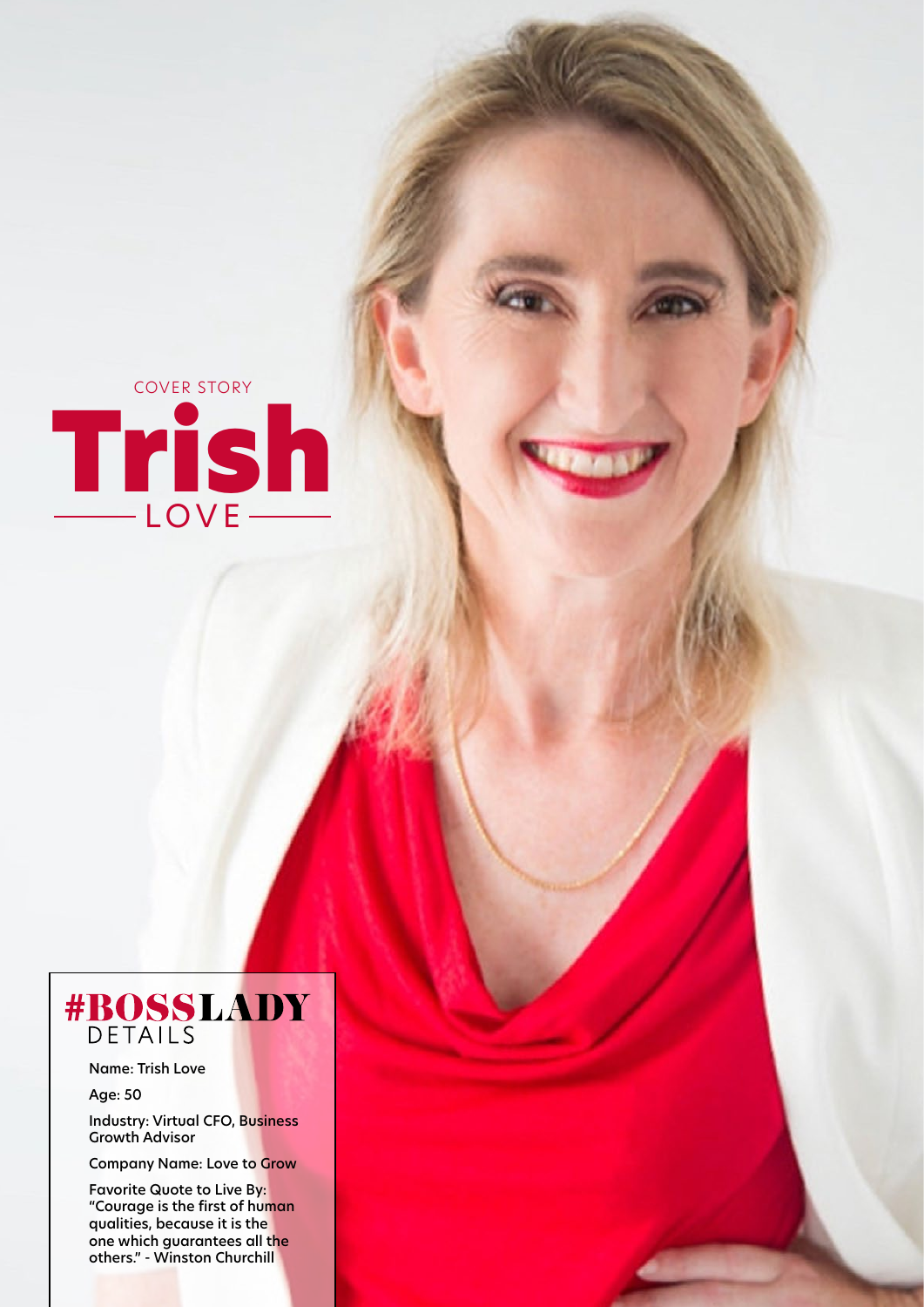COVER STORY

# Trish

LOVE

## #BOSSLADY DETAILS

**Name: Trish Love**

**Age: 50**

**Industry: Virtual CFO, Business Growth Advisor**

**Company Name: Love to Grow**

**Favorite Quote to Live By: "Courage is the first of human qualities, because it is the one which guarantees all the others." - Winston Churchill**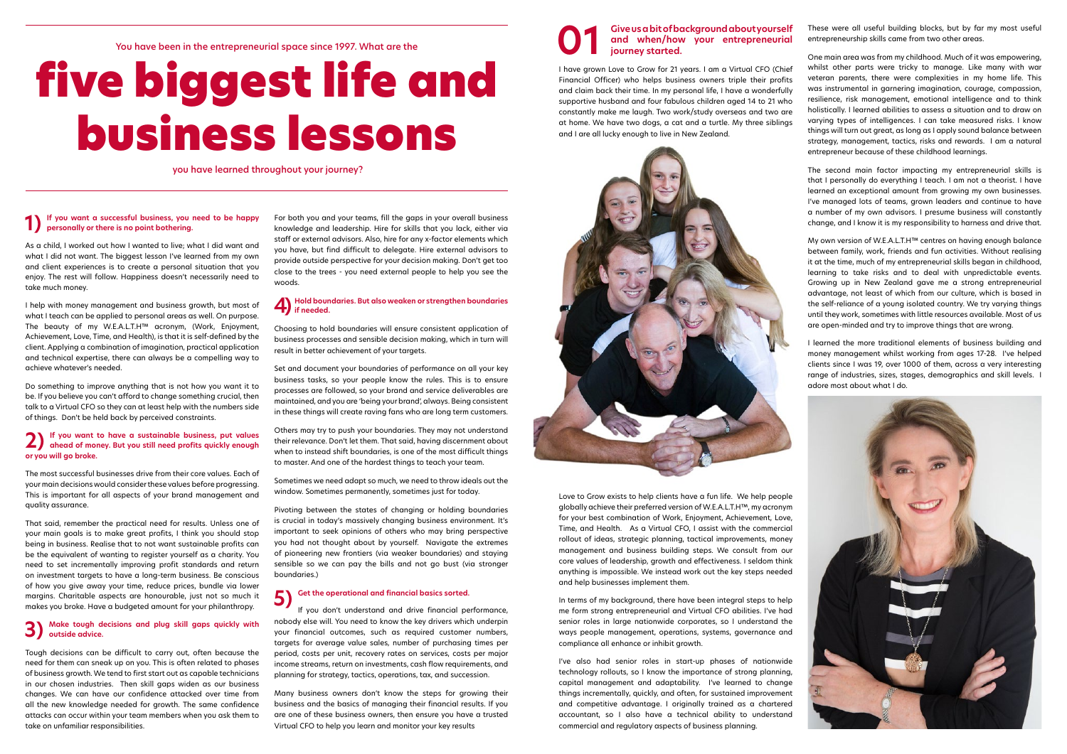You have been in the entrepreneurial space since 1997. What are the

# five biggest life and business lessons

you have learned throughout your journey?

## 1) If you want a successful business, you need to be happy personally or there is no point bothering.

As a child, I worked out how I wanted to live; what I did want and what I did not want. The biggest lesson I've learned from my own and client experiences is to create a personal situation that you enjoy. The rest will follow. Happiness doesn't necessarily need to take much money.

I help with money management and business growth, but most of what I teach can be applied to personal areas as well. On purpose. The beauty of my W.E.A.L.T.H™ acronym, (Work, Enjoyment, Achievement, Love, Time, and Health), is that it is self-defined by the client. Applying a combination of imagination, practical application and technical expertise, there can always be a compelling way to achieve whatever's needed.

Do something to improve anything that is not how you want it to be. If you believe you can't afford to change something crucial, then talk to a Virtual CFO so they can at least help with the numbers side of things. Don't be held back by perceived constraints.

## 2) If you want to have a sustainable business, put values ahead of money. But you still need profits quickly enough or you will go broke.

The most successful businesses drive from their core values. Each of your main decisions would consider these values before progressing. This is important for all aspects of your brand management and quality assurance.

That said, remember the practical need for results. Unless one of your main goals is to make great profits, I think you should stop being in business. Realise that to not want sustainable profits can be the equivalent of wanting to register yourself as a charity. You need to set incrementally improving profit standards and return on investment targets to have a long-term business. Be conscious of how you give away your time, reduce prices, bundle via lower margins. Charitable aspects are honourable, just not so much it makes you broke. Have a budgeted amount for your philanthropy.

## 3) Make tough decisions and plug skill gaps quickly with outside advice.

Tough decisions can be difficult to carry out, often because the need for them can sneak up on you. This is often related to phases of business growth. We tend to first start out as capable technicians in our chosen industries. Then skill gaps widen as our business changes. We can have our confidence attacked over time from all the new knowledge needed for growth. The same confidence attacks can occur within your team members when you ask them to take on unfamiliar responsibilities.

For both you and your teams, fill the gaps in your overall business knowledge and leadership. Hire for skills that you lack, either via staff or external advisors. Also, hire for any x-factor elements which you have, but find difficult to delegate. Hire external advisors to provide outside perspective for your decision making. Don't get too close to the trees - you need external people to help you see the woods.

## 4) Hold boundaries. But also weaken or strengthen boundaries if needed.

Choosing to hold boundaries will ensure consistent application of business processes and sensible decision making, which in turn will result in better achievement of your targets.

Set and document your boundaries of performance on all your key business tasks, so your people know the rules. This is to ensure processes are followed, so your brand and service deliverables are maintained, and you are 'being your brand', always. Being consistent in these things will create raving fans who are long term customers.

Others may try to push your boundaries. They may not understand their relevance. Don't let them. That said, having discernment about when to instead shift boundaries, is one of the most difficult things to master. And one of the hardest things to teach your team.

Sometimes we need adapt so much, we need to throw ideals out the window. Sometimes permanently, sometimes just for today.

Pivoting between the states of changing or holding boundaries is crucial in today's massively changing business environment. It's important to seek opinions of others who may bring perspective you had not thought about by yourself. Navigate the extremes of pioneering new frontiers (via weaker boundaries) and staying sensible so we can pay the bills and not go bust (via stronger boundaries.)

## 5) Get the operational and financial basics sorted.

If you don't understand and drive financial performance, nobody else will. You need to know the key drivers which underpin your financial outcomes, such as required customer numbers, targets for average value sales, number of purchasing times per period, costs per unit, recovery rates on services, costs per major income streams, return on investments, cash flow requirements, and planning for strategy, tactics, operations, tax, and succession.

Many business owners don't know the steps for growing their business and the basics of managing their financial results. If you are one of these business owners, then ensure you have a trusted Virtual CFO to help you learn and monitor your key results

## 01 Give us a bit of background about yourself and when/how your entrepreneurial journey started.

I have grown Love to Grow for 21 years. I am a Virtual CFO (Chief Financial Officer) who helps business owners triple their profits and claim back their time. In my personal life, I have a wonderfully supportive husband and four fabulous children aged 14 to 21 who constantly make me laugh. Two work/study overseas and two are at home. We have two dogs, a cat and a turtle. My three siblings and I are all lucky enough to live in New Zealand.

Love to Grow exists to help clients have a fun life. We help people globally achieve their preferred version of W.E.A.L.T.H™, my acronym for your best combination of Work, Enjoyment, Achievement, Love, Time, and Health. As a Virtual CFO, I assist with the commercial rollout of ideas, strategic planning, tactical improvements, money management and business building steps. We consult from our core values of leadership, growth and effectiveness. I seldom think anything is impossible. We instead work out the key steps needed and help businesses implement them.

In terms of my background, there have been integral steps to help me form strong entrepreneurial and Virtual CFO abilities. I've had senior roles in large nationwide corporates, so I understand the ways people management, operations, systems, governance and compliance all enhance or inhibit growth.

I've also had senior roles in start-up phases of nationwide technology rollouts, so I know the importance of strong planning, capital management and adaptability. I've learned to change things incrementally, quickly, and often, for sustained improvement and competitive advantage. I originally trained as a chartered accountant, so I also have a technical ability to understand commercial and regulatory aspects of business planning.

These were all useful building blocks, but by far my most useful entrepreneurship skills came from two other areas.

One main area was from my childhood. Much of it was empowering, whilst other parts were tricky to manage. Like many with war veteran parents, there were complexities in my home life. This was instrumental in garnering imagination, courage, compassion, resilience, risk management, emotional intelligence and to think holistically. I learned abilities to assess a situation and to draw on varying types of intelligences. I can take measured risks. I know things will turn out great, as long as I apply sound balance between strategy, management, tactics, risks and rewards. I am a natural entrepreneur because of these childhood learnings.

The second main factor impacting my entrepreneurial skills is that I personally do everything I teach. I am not a theorist. I have learned an exceptional amount from growing my own businesses. I've managed lots of teams, grown leaders and continue to have a number of my own advisors. I presume business will constantly change, and I know it is my responsibility to harness and drive that.

My own version of W.E.A.L.T.H™ centres on having enough balance between family, work, friends and fun activities. Without realising it at the time, much of my entrepreneurial skills began in childhood, learning to take risks and to deal with unpredictable events. Growing up in New Zealand gave me a strong entrepreneurial advantage, not least of which from our culture, which is based in the self-reliance of a young isolated country. We try varying things until they work, sometimes with little resources available. Most of us are open-minded and try to improve things that are wrong.

I learned the more traditional elements of business building and money management whilst working from ages 17-28. I've helped clients since I was 19, over 1000 of them, across a very interesting range of industries, sizes, stages, demographics and skill levels. I adore most about what I do.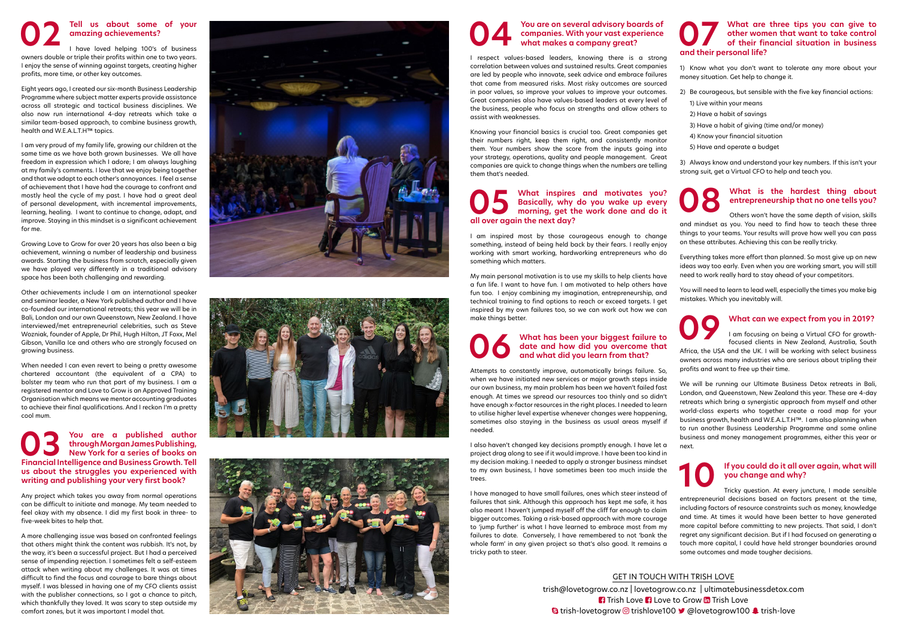## 02 Tell us about some of your amazing achievements?

I have loved helping 100's of business owners double or triple their profits within one to two years. I enjoy the sense of winning against targets, creating higher profits, more time, or other key outcomes.

Eight years ago, I created our six-month Business Leadership Programme where subject matter experts provide assistance across all strategic and tactical business disciplines. We also now run international 4-day retreats which take a similar team-based approach, to combine business growth, health and W.E.A.L.T.H™ topics.

I am very proud of my family life, growing our children at the same time as we have both grown businesses. We all have freedom in expression which I adore; I am always laughing at my family's comments. I love that we enjoy being together and that we adapt to each other's annoyances. I feel a sense of achievement that I have had the courage to confront and mostly heal the cycle of my past. I have had a great deal of personal development, with incremental improvements, learning, healing. I want to continue to change, adapt, and improve. Staying in this mindset is a significant achievement for me.

Growing Love to Grow for over 20 years has also been a big achievement, winning a number of leadership and business awards. Starting the business from scratch, especially given we have played very differently in a traditional advisory space has been both challenging and rewarding.

Other achievements include I am an international speaker and seminar leader, a New York published author and I have co-founded our international retreats; this year we will be in Bali, London and our own Queenstown, New Zealand. I have interviewed/met entrepreneurial celebrities, such as Steve Wozniak, founder of Apple, Dr Phil, Hugh Hilton, JT Foxx, Mel Gibson, Vanilla Ice and others who are strongly focused on growing business.

When needed I can even revert to being a pretty awesome chartered accountant (the equivalent of a CPA) to bolster my team who run that part of my business. I am a registered mentor and Love to Grow is an Approved Training Organisation which means we mentor accounting graduates to achieve their final qualifications. And I reckon I'm a pretty cool mum.

## 03 You are a published author through Morgan James Publishing, New York for a series of books on Financial Intelligence and Business Growth. Tell us about the struggles you experienced with writing and publishing your very first book?

Any project which takes you away from normal operations can be difficult to initiate and manage. My team needed to feel okay with my absence. I did my first book in three- to five-week bites to help that.

A more challenging issue was based on confronted feelings that others might think the content was rubbish. It's not, by the way, it's been a successful project. But I had a perceived sense of impending rejection. I sometimes felt a self-esteem attack when writing about my challenges. It was at times difficult to find the focus and courage to bare things about myself. I was blessed in having one of my CFO clients assist with the publisher connections, so I got a chance to pitch, which thankfully they loved. It was scary to step outside my comfort zones, but it was important I model that.

## 04 You are on several advisory boards of companies. With your vast experience what makes a company great?

I respect values-based leaders, knowing there is a strong correlation between values and sustained results. Great companies are led by people who innovate, seek advice and embrace failures that came from measured risks. Most risky outcomes are sourced in poor values, so improve your values to improve your outcomes. Great companies also have values-based leaders at every level of the business, people who focus on strengths and allow others to assist with weaknesses.

Knowing your financial basics is crucial too. Great companies get their numbers right, keep them right, and consistently monitor them. Your numbers show the score from the inputs going into your strategy, operations, quality and people management. Great companies are quick to change things when the numbers are telling them that's needed.

## 05 What inspires and motivates you? Basically, why do you wake up every morning, get the work done and do it all over again the next day?

I am inspired most by those courageous enough to change something, instead of being held back by their fears. I really enjoy working with smart working, hardworking entrepreneurs who do something which matters.

My main personal motivation is to use my skills to help clients have a fun life. I want to have fun. I am motivated to help others have fun too. I enjoy combining my imagination, entrepreneurship, and technical training to find options to reach or exceed targets. I get inspired by my own failures too, so we can work out how we can make things better.

## 06 What has been your biggest failure to date and how did you overcome that and what did you learn from that?

Attempts to constantly improve, automatically brings failure. So, when we have initiated new services or major growth steps inside our own business, my main problem has been we haven't failed fast enough. At times we spread our resources too thinly and so didn't have enough x-factor resources in the right places. I needed to learn to utilise higher level expertise whenever changes were happening, sometimes also staying in the business as usual areas myself if needed.

I also haven't changed key decisions promptly enough. I have let a project drag along to see if it would improve. I have been too kind in my decision making. I needed to apply a stronger business mindset to my own business, I have sometimes been too much inside the trees.

I have managed to have small failures, ones which steer instead of failures that sink. Although this approach has kept me safe, it has also meant I haven't jumped myself off the cliff far enough to claim bigger outcomes. Taking a risk-based approach with more courage to 'jump further' is what I have learned to embrace most from my failures to date. Conversely, I have remembered to not 'bank the whole farm' in any given project so that's also good. It remains a tricky path to steer.

## 07 What are three tips you can give to other women that want to take control of their financial situation in business and their personal life?

1) Know what you don't want to tolerate any more about your money situation. Get help to change it.

2) Be courageous, but sensible with the five key financial actions:
   1) Live within your means
   2) Have a habit of savings
   3) Have a habit of giving (time and/or money)
   4) Know your financial situation
   5) Have and operate a budget

3) Always know and understand your key numbers. If this isn't your strong suit, get a Virtual CFO to help and teach you.

## 08 What is the hardest thing about entrepreneurship that no one tells you?

Others won't have the same depth of vision, skills and mindset as you. You need to find how to teach these three things to your teams. Your results will prove how well you can pass on these attributes. Achieving this can be really tricky.

Everything takes more effort than planned. So most give up on new ideas way too early. Even when you are working smart, you will still need to work really hard to stay ahead of your competitors.

You will need to learn to lead well, especially the times you make big mistakes. Which you inevitably will.

## 09 What can we expect from you in 2019?

I am focusing on being a Virtual CFO for growth-focused clients in New Zealand, Australia, South Africa, the USA and the UK. I will be working with select business owners across many industries who are serious about tripling their profits and want to free up their time.

We will be running our Ultimate Business Detox retreats in Bali, London, and Queenstown, New Zealand this year. These are 4-day retreats which bring a synergistic approach from myself and other world-class experts who together create a road map for your business growth, health and W.E.A.L.T.H™. I am also planning when to run another Business Leadership Programme and some online business and money management programmes, either this year or next.

## 10 If you could do it all over again, what will you change and why?

Tricky question. At every juncture, I made sensible entrepreneurial decisions based on factors present at the time, including factors of resource constraints such as money, knowledge and time. At times it would have been better to have generated more capital before committing to new projects. That said, I don't regret any significant decision. But if I had focused on generating a touch more capital, I could have held stronger boundaries around some outcomes and made tougher decisions.

GET IN TOUCH WITH TRISH LOVE

trish@lovetogrow.co.nz | lovetogrow.co.nz | ultimatebusinessdetox.com

Trish Love  Love to Grow  Trish Love

trish-lovetogrow  trishlove100  @lovetogrow100  trish-love